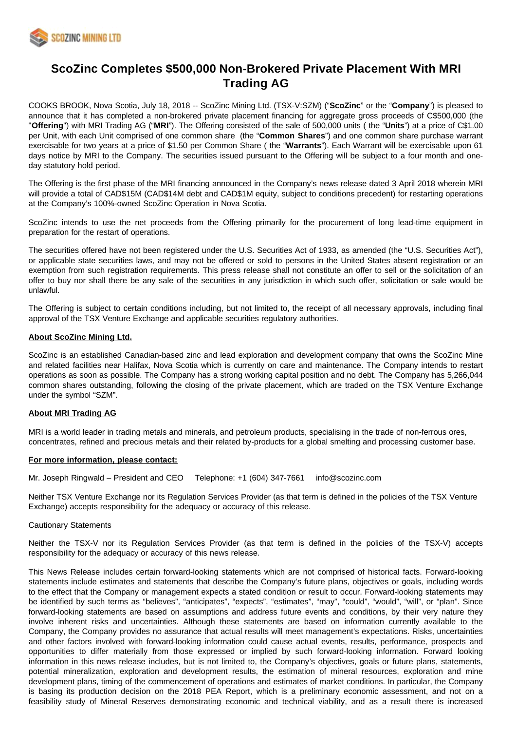# ScoZinc Completes $500,000 Non-Brokered Private Placement With MRI Trading AG

COOKS BROOK, Nova Scotia, July 18, 2018 -- ScoZinc Mining Ltd. (TSX-V:SZM) ("**ScoZinc**" or the "**Company**") is pleased to announce that it has completed a non-brokered private placement financing for aggregate gross proceeds of C$500,000 (the "**Offering**") with MRI Trading AG ("**MRI**"). The Offering consisted of the sale of 500,000 units ( the "**Units**") at a price of C$1.00 per Unit, with each Unit comprised of one common share (the "**Common Shares**") and one common share purchase warrant exercisable for two years at a price of $1.50 per Common Share ( the "**Warrants**"). Each Warrant will be exercisable upon 61 days notice by MRI to the Company. The securities issued pursuant to the Offering will be subject to a four month and one-day statutory hold period.

The Offering is the first phase of the MRI financing announced in the Company's news release dated 3 April 2018 wherein MRI will provide a total of CAD$15M (CAD$14M debt and CAD$1M equity, subject to conditions precedent) for restarting operations at the Company's 100%-owned ScoZinc Operation in Nova Scotia.

ScoZinc intends to use the net proceeds from the Offering primarily for the procurement of long lead-time equipment in preparation for the restart of operations.

The securities offered have not been registered under the U.S. Securities Act of 1933, as amended (the "U.S. Securities Act"), or applicable state securities laws, and may not be offered or sold to persons in the United States absent registration or an exemption from such registration requirements. This press release shall not constitute an offer to sell or the solicitation of an offer to buy nor shall there be any sale of the securities in any jurisdiction in which such offer, solicitation or sale would be unlawful.

The Offering is subject to certain conditions including, but not limited to, the receipt of all necessary approvals, including final approval of the TSX Venture Exchange and applicable securities regulatory authorities.

**About ScoZinc Mining Ltd.**

ScoZinc is an established Canadian-based zinc and lead exploration and development company that owns the ScoZinc Mine and related facilities near Halifax, Nova Scotia which is currently on care and maintenance. The Company intends to restart operations as soon as possible. The Company has a strong working capital position and no debt. The Company has 5,266,044 common shares outstanding, following the closing of the private placement, which are traded on the TSX Venture Exchange under the symbol "SZM".

**About MRI Trading AG**

MRI is a world leader in trading metals and minerals, and petroleum products, specialising in the trade of non-ferrous ores, concentrates, refined and precious metals and their related by-products for a global smelting and processing customer base.

**For more information, please contact:**

Mr. Joseph Ringwald – President and CEO Telephone: +1 (604) 347-7661 info@scozinc.com

Neither TSX Venture Exchange nor its Regulation Services Provider (as that term is defined in the policies of the TSX Venture Exchange) accepts responsibility for the adequacy or accuracy of this release.

Cautionary Statements

Neither the TSX-V nor its Regulation Services Provider (as that term is defined in the policies of the TSX-V) accepts responsibility for the adequacy or accuracy of this news release.

This News Release includes certain forward-looking statements which are not comprised of historical facts. Forward-looking statements include estimates and statements that describe the Company's future plans, objectives or goals, including words to the effect that the Company or management expects a stated condition or result to occur. Forward-looking statements may be identified by such terms as "believes", "anticipates", "expects", "estimates", "may", "could", "would", "will", or "plan". Since forward-looking statements are based on assumptions and address future events and conditions, by their very nature they involve inherent risks and uncertainties. Although these statements are based on information currently available to the Company, the Company provides no assurance that actual results will meet management's expectations. Risks, uncertainties and other factors involved with forward-looking information could cause actual events, results, performance, prospects and opportunities to differ materially from those expressed or implied by such forward-looking information. Forward looking information in this news release includes, but is not limited to, the Company's objectives, goals or future plans, statements, potential mineralization, exploration and development results, the estimation of mineral resources, exploration and mine development plans, timing of the commencement of operations and estimates of market conditions. In particular, the Company is basing its production decision on the 2018 PEA Report, which is a preliminary economic assessment, and not on a feasibility study of Mineral Reserves demonstrating economic and technical viability, and as a result there is increased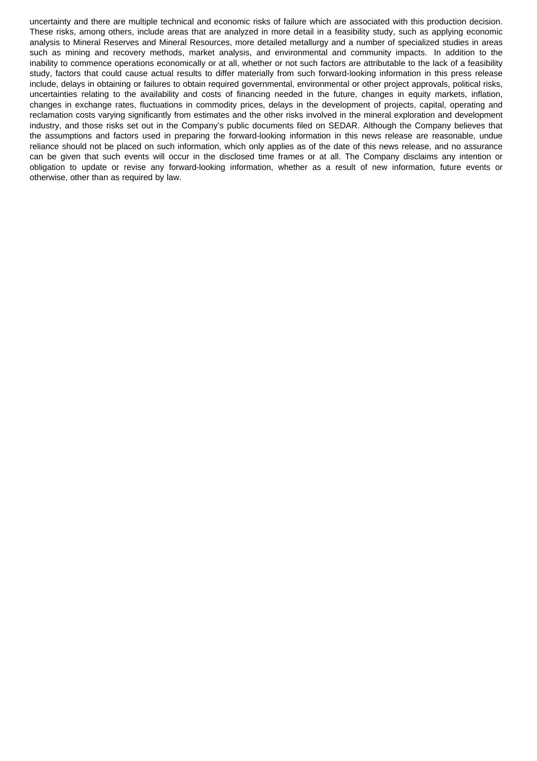uncertainty and there are multiple technical and economic risks of failure which are associated with this production decision. These risks, among others, include areas that are analyzed in more detail in a feasibility study, such as applying economic analysis to Mineral Reserves and Mineral Resources, more detailed metallurgy and a number of specialized studies in areas such as mining and recovery methods, market analysis, and environmental and community impacts. In addition to the inability to commence operations economically or at all, whether or not such factors are attributable to the lack of a feasibility study, factors that could cause actual results to differ materially from such forward-looking information in this press release include, delays in obtaining or failures to obtain required governmental, environmental or other project approvals, political risks, uncertainties relating to the availability and costs of financing needed in the future, changes in equity markets, inflation, changes in exchange rates, fluctuations in commodity prices, delays in the development of projects, capital, operating and reclamation costs varying significantly from estimates and the other risks involved in the mineral exploration and development industry, and those risks set out in the Company's public documents filed on SEDAR. Although the Company believes that the assumptions and factors used in preparing the forward-looking information in this news release are reasonable, undue reliance should not be placed on such information, which only applies as of the date of this news release, and no assurance can be given that such events will occur in the disclosed time frames or at all. The Company disclaims any intention or obligation to update or revise any forward-looking information, whether as a result of new information, future events or otherwise, other than as required by law.